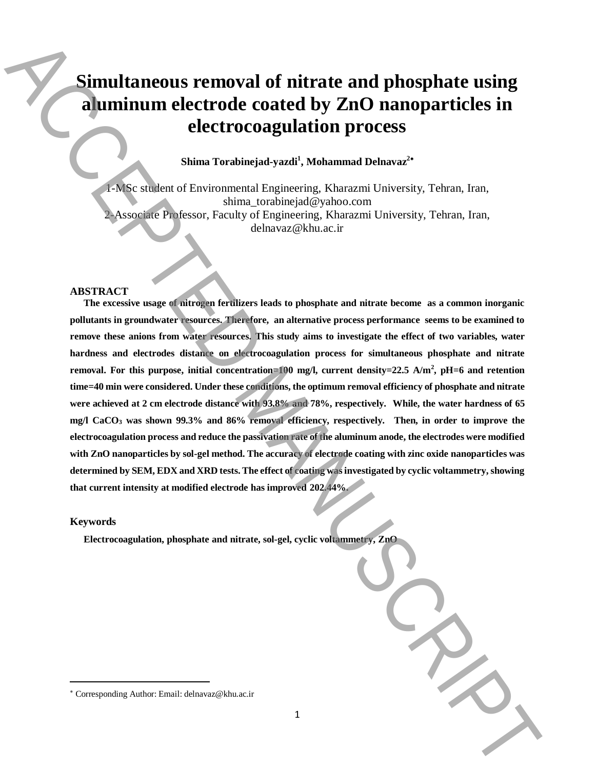# Simultaneous removal of nitrate and phosphate using aluminum electrode coated by ZnO nanoparticles in electrocoagulation process

**Shima Torabinejad-yazdi[1], Mohammad Delnavaz[2*]**

1-MSc student of Environmental Engineering, Kharazmi University, Tehran, Iran, shima_torabinejad@yahoo.com
2-Associate Professor, Faculty of Engineering, Kharazmi University, Tehran, Iran, delnavaz@khu.ac.ir

## ABSTRACT

**The excessive usage of nitrogen fertilizers leads to phosphate and nitrate become as a common inorganic pollutants in groundwater resources. Therefore, an alternative process performance seems to be examined to remove these anions from water resources. This study aims to investigate the effect of two variables, water hardness and electrodes distance on electrocoagulation process for simultaneous phosphate and nitrate removal. For this purpose, initial concentration=100 mg/l, current density=22.5 $A/m^2$, pH=6 and retention time=40 min were considered. Under these conditions, the optimum removal efficiency of phosphate and nitrate were achieved at 2 cm electrode distance with 93.8% and 78%, respectively. While, the water hardness of 65 mg/l $CaCO_3$ was shown 99.3% and 86% removal efficiency, respectively. Then, in order to improve the electrocoagulation process and reduce the passivation rate of the aluminum anode, the electrodes were modified with ZnO nanoparticles by sol-gel method. The accuracy of electrode coating with zinc oxide nanoparticles was determined by SEM, EDX and XRD tests. The effect of coating was investigated by cyclic voltammetry, showing that current intensity at modified electrode has improved 202.44%.**

### Keywords

**Electrocoagulation, phosphate and nitrate, sol-gel, cyclic voltammetry, ZnO**

[*] Corresponding Author: Email: delnavaz@khu.ac.ir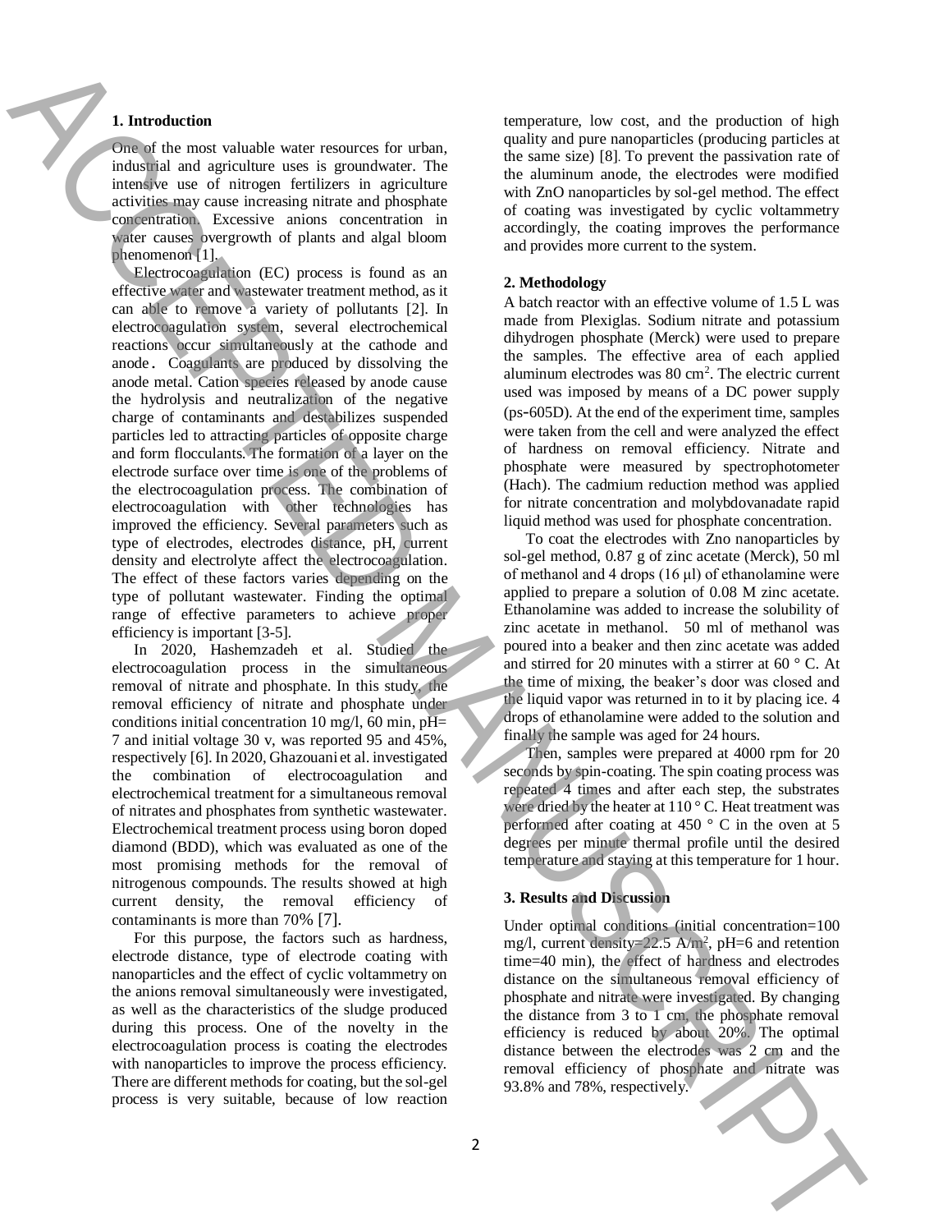## 1. Introduction

One of the most valuable water resources for urban, industrial and agriculture uses is groundwater. The intensive use of nitrogen fertilizers in agriculture activities may cause increasing nitrate and phosphate concentration. Excessive anions concentration in water causes overgrowth of plants and algal bloom phenomenon [1].

Electrocoagulation (EC) process is found as an effective water and wastewater treatment method, as it can able to remove a variety of pollutants [2]. In electrocoagulation system, several electrochemical reactions occur simultaneously at the cathode and anode. Coagulants are produced by dissolving the anode metal. Cation species released by anode cause the hydrolysis and neutralization of the negative charge of contaminants and destabilizes suspended particles led to attracting particles of opposite charge and form flocculants. The formation of a layer on the electrode surface over time is one of the problems of the electrocoagulation process. The combination of electrocoagulation with other technologies has improved the efficiency. Several parameters such as type of electrodes, electrodes distance, pH, current density and electrolyte affect the electrocoagulation. The effect of these factors varies depending on the type of pollutant wastewater. Finding the optimal range of effective parameters to achieve proper efficiency is important [3-5].

In 2020, Hashemzadeh et al. Studied the electrocoagulation process in the simultaneous removal of nitrate and phosphate. In this study, the removal efficiency of nitrate and phosphate under conditions initial concentration 10 mg/l, 60 min, pH= 7 and initial voltage 30 v, was reported 95 and 45%, respectively [6]. In 2020, Ghazouani et al. investigated the combination of electrocoagulation and electrochemical treatment for a simultaneous removal of nitrates and phosphates from synthetic wastewater. Electrochemical treatment process using boron doped diamond (BDD), which was evaluated as one of the most promising methods for the removal of nitrogenous compounds. The results showed at high current density, the removal efficiency of contaminants is more than 70% [7].

For this purpose, the factors such as hardness, electrode distance, type of electrode coating with nanoparticles and the effect of cyclic voltammetry on the anions removal simultaneously were investigated, as well as the characteristics of the sludge produced during this process. One of the novelty in the electrocoagulation process is coating the electrodes with nanoparticles to improve the process efficiency. There are different methods for coating, but the sol-gel process is very suitable, because of low reaction temperature, low cost, and the production of high quality and pure nanoparticles (producing particles at the same size) [8]. To prevent the passivation rate of the aluminum anode, the electrodes were modified with ZnO nanoparticles by sol-gel method. The effect of coating was investigated by cyclic voltammetry accordingly, the coating improves the performance and provides more current to the system.

## 2. Methodology

A batch reactor with an effective volume of 1.5 L was made from Plexiglas. Sodium nitrate and potassium dihydrogen phosphate (Merck) were used to prepare the samples. The effective area of each applied aluminum electrodes was 80 $cm^2$. The electric current used was imposed by means of a DC power supply (ps-605D). At the end of the experiment time, samples were taken from the cell and were analyzed the effect of hardness on removal efficiency. Nitrate and phosphate were measured by spectrophotometer (Hach). The cadmium reduction method was applied for nitrate concentration and molybdovanadate rapid liquid method was used for phosphate concentration.

To coat the electrodes with Zno nanoparticles by sol-gel method, 0.87 g of zinc acetate (Merck), 50 ml of methanol and 4 drops (16 μl) of ethanolamine were applied to prepare a solution of 0.08 M zinc acetate. Ethanolamine was added to increase the solubility of zinc acetate in methanol. 50 ml of methanol was poured into a beaker and then zinc acetate was added and stirred for 20 minutes with a stirrer at 60 ° C. At the time of mixing, the beaker's door was closed and the liquid vapor was returned in to it by placing ice. 4 drops of ethanolamine were added to the solution and finally the sample was aged for 24 hours.

Then, samples were prepared at 4000 rpm for 20 seconds by spin-coating. The spin coating process was repeated 4 times and after each step, the substrates were dried by the heater at 110 ° C. Heat treatment was performed after coating at 450 ° C in the oven at 5 degrees per minute thermal profile until the desired temperature and staying at this temperature for 1 hour.

## 3. Results and Discussion

Under optimal conditions (initial concentration=100 mg/l, current density=22.5 $A/m^2$, pH=6 and retention time=40 min), the effect of hardness and electrodes distance on the simultaneous removal efficiency of phosphate and nitrate were investigated. By changing the distance from 3 to 1 cm, the phosphate removal efficiency is reduced by about 20%. The optimal distance between the electrodes was 2 cm and the removal efficiency of phosphate and nitrate was 93.8% and 78%, respectively.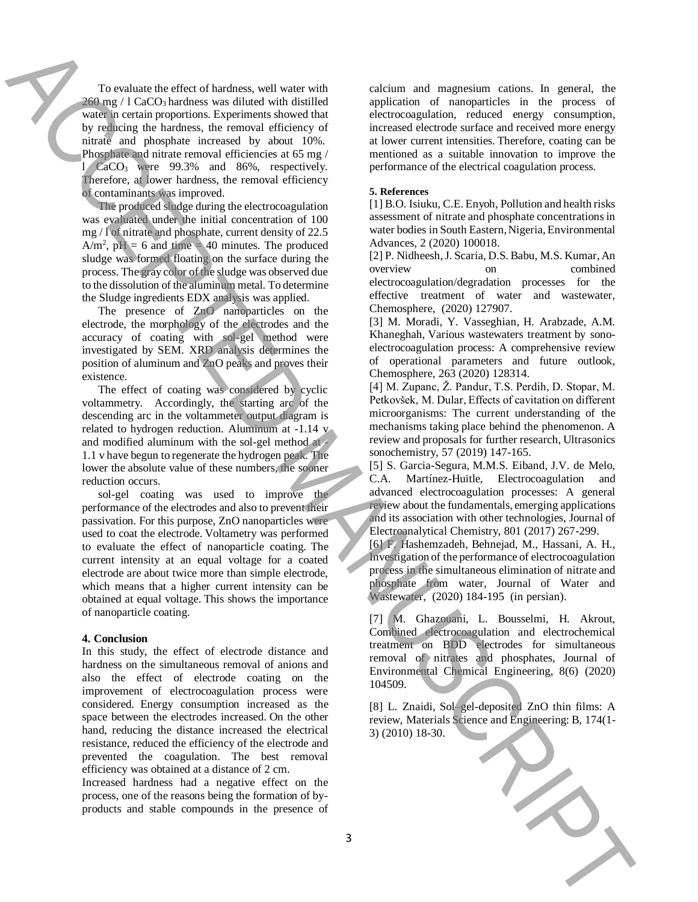To evaluate the effect of hardness, well water with 260 mg / l $CaCO_3$ hardness was diluted with distilled water in certain proportions. Experiments showed that by reducing the hardness, the removal efficiency of nitrate and phosphate increased by about 10%. Phosphate and nitrate removal efficiencies at 65 mg / l $CaCO_3$ were 99.3% and 86%, respectively. Therefore, at lower hardness, the removal efficiency of contaminants was improved.

The produced sludge during the electrocoagulation was evaluated under the initial concentration of 100 mg / l of nitrate and phosphate, current density of 22.5 $A/m^2$, pH = 6 and time = 40 minutes. The produced sludge was formed floating on the surface during the process. The gray color of the sludge was observed due to the dissolution of the aluminum metal. To determine the Sludge ingredients EDX analysis was applied.

The presence of ZnO nanoparticles on the electrode, the morphology of the electrodes and the accuracy of coating with sol-gel method were investigated by SEM. XRD analysis determines the position of aluminum and ZnO peaks and proves their existence.

The effect of coating was considered by cyclic voltammetry. Accordingly, the starting arc of the descending arc in the voltammeter output diagram is related to hydrogen reduction. Aluminum at -1.14 v and modified aluminum with the sol-gel method at -1.1 v have begun to regenerate the hydrogen peak. The lower the absolute value of these numbers, the sooner reduction occurs.

sol-gel coating was used to improve the performance of the electrodes and also to prevent their passivation. For this purpose, ZnO nanoparticles were used to coat the electrode. Voltametry was performed to evaluate the effect of nanoparticle coating. The current intensity at an equal voltage for a coated electrode are about twice more than simple electrode, which means that a higher current intensity can be obtained at equal voltage. This shows the importance of nanoparticle coating.

**4. Conclusion**

In this study, the effect of electrode distance and hardness on the simultaneous removal of anions and also the effect of electrode coating on the improvement of electrocoagulation process were considered. Energy consumption increased as the space between the electrodes increased. On the other hand, reducing the distance increased the electrical resistance, reduced the efficiency of the electrode and prevented the coagulation. The best removal efficiency was obtained at a distance of 2 cm.

Increased hardness had a negative effect on the process, one of the reasons being the formation of by-products and stable compounds in the presence of calcium and magnesium cations. In general, the application of nanoparticles in the process of electrocoagulation, reduced energy consumption, increased electrode surface and received more energy at lower current intensities. Therefore, coating can be mentioned as a suitable innovation to improve the performance of the electrical coagulation process.

**5. References**

[1] B.O. Isiuku, C.E. Enyoh, Pollution and health risks assessment of nitrate and phosphate concentrations in water bodies in South Eastern, Nigeria, Environmental Advances, 2 (2020) 100018.

[2] P. Nidheesh, J. Scaria, D.S. Babu, M.S. Kumar, An overview on combined electrocoagulation/degradation processes for the effective treatment of water and wastewater, Chemosphere, (2020) 127907.

[3] M. Moradi, Y. Vasseghian, H. Arabzade, A.M. Khaneghah, Various wastewaters treatment by sono-electrocoagulation process: A comprehensive review of operational parameters and future outlook, Chemosphere, 263 (2020) 128314.

[4] M. Zupanc, Ž. Pandur, T.S. Perdih, D. Stopar, M. Petkovšek, M. Dular, Effects of cavitation on different microorganisms: The current understanding of the mechanisms taking place behind the phenomenon. A review and proposals for further research, Ultrasonics sonochemistry, 57 (2019) 147-165.

[5] S. Garcia-Segura, M.M.S. Eiband, J.V. de Melo, C.A. Martínez-Huitle, Electrocoagulation and advanced electrocoagulation processes: A general review about the fundamentals, emerging applications and its association with other technologies, Journal of Electroanalytical Chemistry, 801 (2017) 267-299.

[6] F. Hashemzadeh, Behnejad, M., Hassani, A. H., Investigation of the performance of electrocoagulation process in the simultaneous elimination of nitrate and phosphate from water, Journal of Water and Wastewater, (2020) 184-195 (in persian).

[7] M. Ghazouani, L. Bousselmi, H. Akrout, Combined electrocoagulation and electrochemical treatment on BDD electrodes for simultaneous removal of nitrates and phosphates, Journal of Environmental Chemical Engineering, 8(6) (2020) 104509.

[8] L. Znaidi, Sol–gel-deposited ZnO thin films: A review, Materials Science and Engineering: B, 174(1-3) (2010) 18-30.